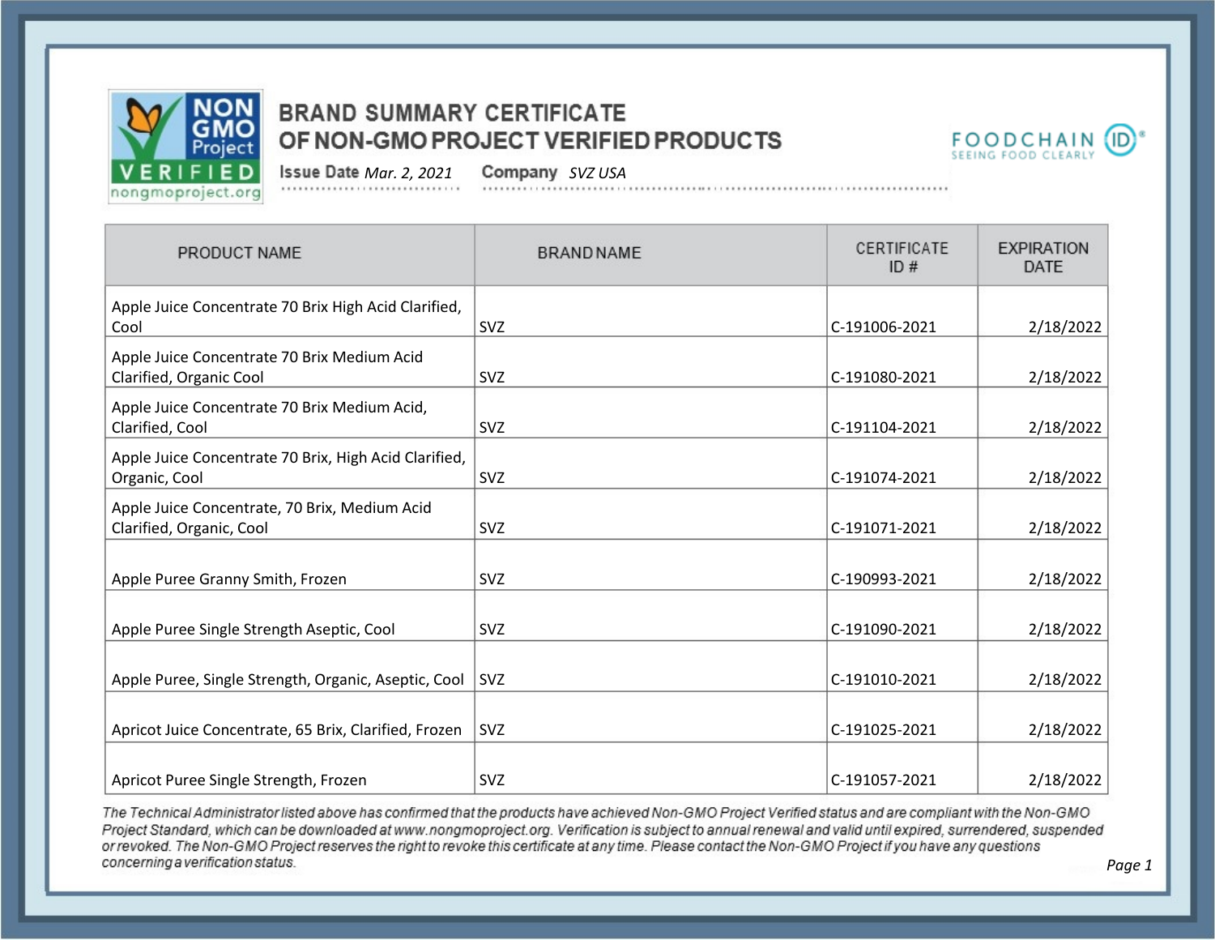# BRAND SUMMARY CERTIFICATE OF NON-GMO PROJECT VERIFIED PRODUCTS

**Issue Date** *Mar. 2, 2021* **Company** *SVZ USA*

| PRODUCT NAME | BRAND NAME | CERTIFICATE ID # | EXPIRATION DATE |
|---|---|---|---|
| Apple Juice Concentrate 70 Brix High Acid Clarified, Cool | SVZ | C-191006-2021 | 2/18/2022 |
| Apple Juice Concentrate 70 Brix Medium Acid Clarified, Organic Cool | SVZ | C-191080-2021 | 2/18/2022 |
| Apple Juice Concentrate 70 Brix Medium Acid, Clarified, Cool | SVZ | C-191104-2021 | 2/18/2022 |
| Apple Juice Concentrate 70 Brix, High Acid Clarified, Organic, Cool | SVZ | C-191074-2021 | 2/18/2022 |
| Apple Juice Concentrate, 70 Brix, Medium Acid Clarified, Organic, Cool | SVZ | C-191071-2021 | 2/18/2022 |
| Apple Puree Granny Smith, Frozen | SVZ | C-190993-2021 | 2/18/2022 |
| Apple Puree Single Strength Aseptic, Cool | SVZ | C-191090-2021 | 2/18/2022 |
| Apple Puree, Single Strength, Organic, Aseptic, Cool | SVZ | C-191010-2021 | 2/18/2022 |
| Apricot Juice Concentrate, 65 Brix, Clarified, Frozen | SVZ | C-191025-2021 | 2/18/2022 |
| Apricot Puree Single Strength, Frozen | SVZ | C-191057-2021 | 2/18/2022 |

*The Technical Administrator listed above has confirmed that the products have achieved Non-GMO Project Verified status and are compliant with the Non-GMO Project Standard, which can be downloaded at www.nongmoproject.org. Verification is subject to annual renewal and valid until expired, surrendered, suspended or revoked. The Non-GMO Project reserves the right to revoke this certificate at any time. Please contact the Non-GMO Project if you have any questions concerning a verification status.*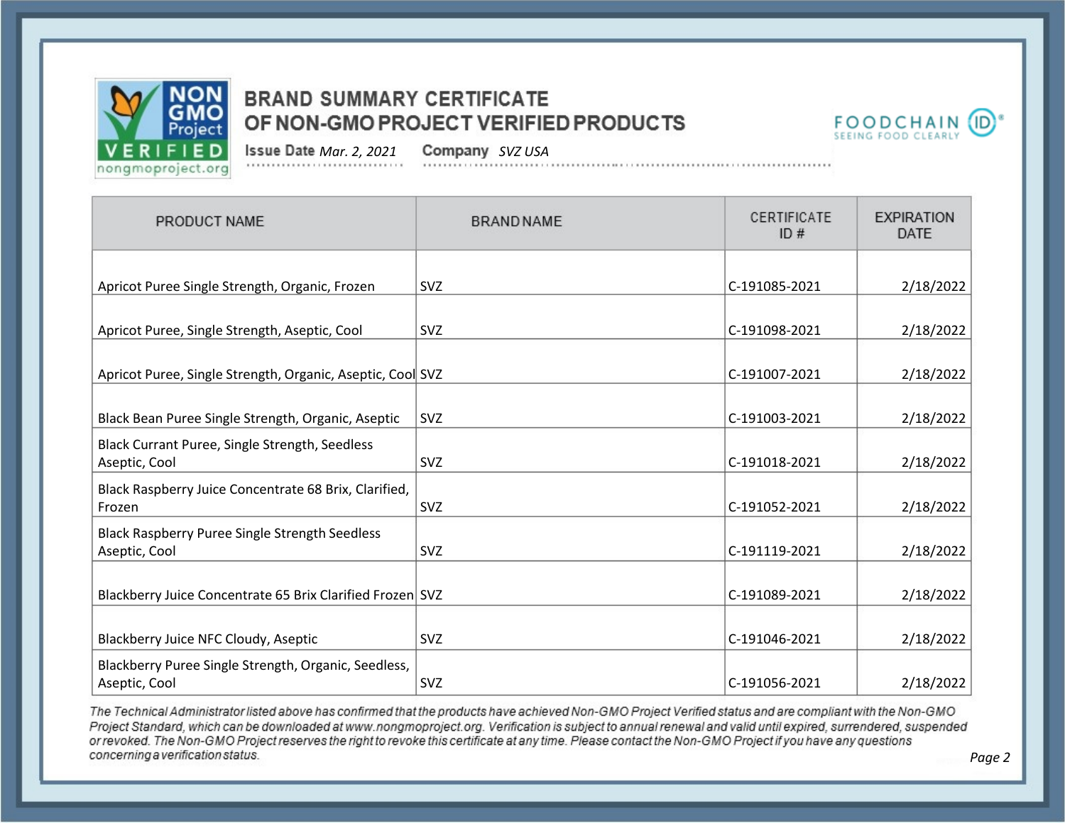# BRAND SUMMARY CERTIFICATE OF NON-GMO PROJECT VERIFIED PRODUCTS

**Issue Date** *Mar. 2, 2021* **Company** *SVZ USA*

| PRODUCT NAME | BRAND NAME | CERTIFICATE ID # | EXPIRATION DATE |
|---|---|---|---|
| Apricot Puree Single Strength, Organic, Frozen | SVZ | C-191085-2021 | 2/18/2022 |
| Apricot Puree, Single Strength, Aseptic, Cool | SVZ | C-191098-2021 | 2/18/2022 |
| Apricot Puree, Single Strength, Organic, Aseptic, Cool | SVZ | C-191007-2021 | 2/18/2022 |
| Black Bean Puree Single Strength, Organic, Aseptic | SVZ | C-191003-2021 | 2/18/2022 |
| Black Currant Puree, Single Strength, Seedless Aseptic, Cool | SVZ | C-191018-2021 | 2/18/2022 |
| Black Raspberry Juice Concentrate 68 Brix, Clarified, Frozen | SVZ | C-191052-2021 | 2/18/2022 |
| Black Raspberry Puree Single Strength Seedless Aseptic, Cool | SVZ | C-191119-2021 | 2/18/2022 |
| Blackberry Juice Concentrate 65 Brix Clarified Frozen | SVZ | C-191089-2021 | 2/18/2022 |
| Blackberry Juice NFC Cloudy, Aseptic | SVZ | C-191046-2021 | 2/18/2022 |
| Blackberry Puree Single Strength, Organic, Seedless, Aseptic, Cool | SVZ | C-191056-2021 | 2/18/2022 |

*The Technical Administrator listed above has confirmed that the products have achieved Non-GMO Project Verified status and are compliant with the Non-GMO Project Standard, which can be downloaded at www.nongmoproject.org. Verification is subject to annual renewal and valid until expired, surrendered, suspended or revoked. The Non-GMO Project reserves the right to revoke this certificate at any time. Please contact the Non-GMO Project if you have any questions concerning a verification status.*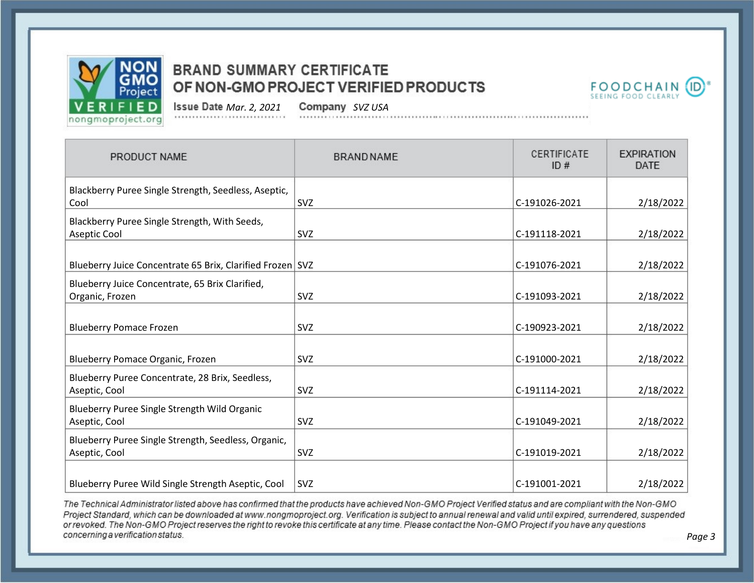# BRAND SUMMARY CERTIFICATE OF NON-GMO PROJECT VERIFIED PRODUCTS

**Issue Date** *Mar. 2, 2021* **Company** *SVZ USA*

| PRODUCT NAME | BRAND NAME | CERTIFICATE ID # | EXPIRATION DATE |
|---|---|---|---|
| Blackberry Puree Single Strength, Seedless, Aseptic, Cool | SVZ | C-191026-2021 | 2/18/2022 |
| Blackberry Puree Single Strength, With Seeds, Aseptic Cool | SVZ | C-191118-2021 | 2/18/2022 |
| Blueberry Juice Concentrate 65 Brix, Clarified Frozen | SVZ | C-191076-2021 | 2/18/2022 |
| Blueberry Juice Concentrate, 65 Brix Clarified, Organic, Frozen | SVZ | C-191093-2021 | 2/18/2022 |
| Blueberry Pomace Frozen | SVZ | C-190923-2021 | 2/18/2022 |
| Blueberry Pomace Organic, Frozen | SVZ | C-191000-2021 | 2/18/2022 |
| Blueberry Puree Concentrate, 28 Brix, Seedless, Aseptic, Cool | SVZ | C-191114-2021 | 2/18/2022 |
| Blueberry Puree Single Strength Wild Organic Aseptic, Cool | SVZ | C-191049-2021 | 2/18/2022 |
| Blueberry Puree Single Strength, Seedless, Organic, Aseptic, Cool | SVZ | C-191019-2021 | 2/18/2022 |
| Blueberry Puree Wild Single Strength Aseptic, Cool | SVZ | C-191001-2021 | 2/18/2022 |

*The Technical Administrator listed above has confirmed that the products have achieved Non-GMO Project Verified status and are compliant with the Non-GMO Project Standard, which can be downloaded at www.nongmoproject.org. Verification is subject to annual renewal and valid until expired, surrendered, suspended or revoked. The Non-GMO Project reserves the right to revoke this certificate at any time. Please contact the Non-GMO Project if you have any questions concerning a verification status.*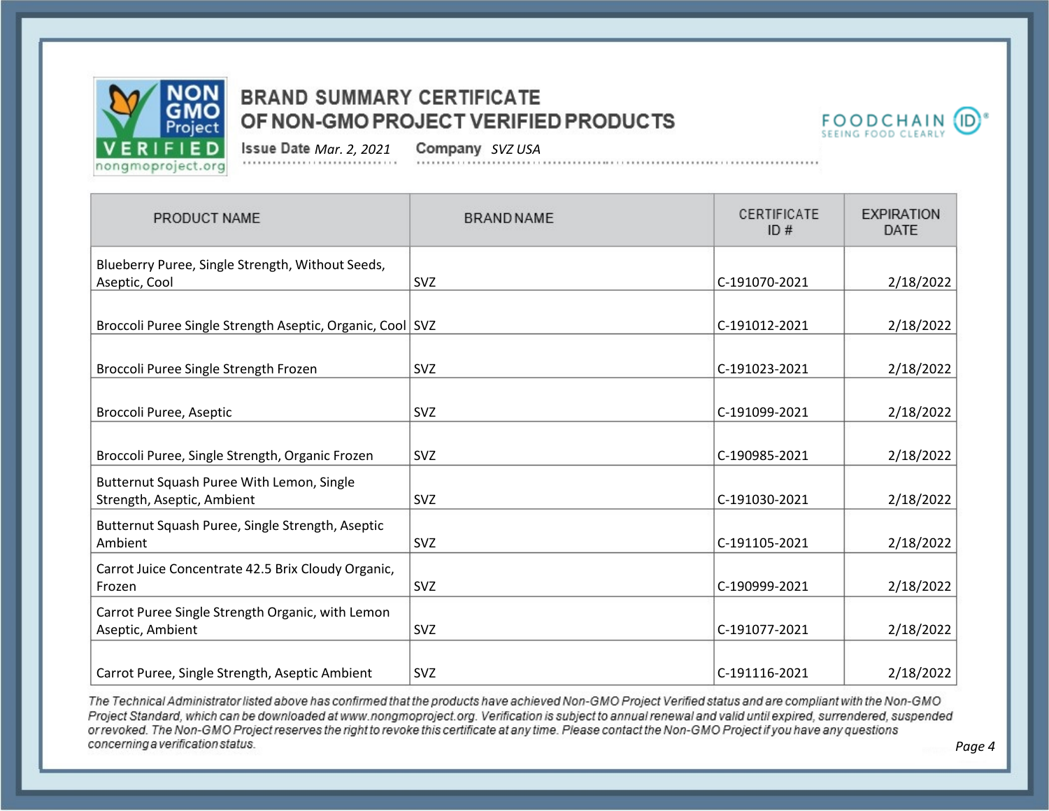# BRAND SUMMARY CERTIFICATE OF NON-GMO PROJECT VERIFIED PRODUCTS

**Issue Date** *Mar. 2, 2021* **Company** *SVZ USA*

| PRODUCT NAME | BRAND NAME | CERTIFICATE ID # | EXPIRATION DATE |
|---|---|---|---|
| Blueberry Puree, Single Strength, Without Seeds, Aseptic, Cool | SVZ | C-191070-2021 | 2/18/2022 |
| Broccoli Puree Single Strength Aseptic, Organic, Cool | SVZ | C-191012-2021 | 2/18/2022 |
| Broccoli Puree Single Strength Frozen | SVZ | C-191023-2021 | 2/18/2022 |
| Broccoli Puree, Aseptic | SVZ | C-191099-2021 | 2/18/2022 |
| Broccoli Puree, Single Strength, Organic Frozen | SVZ | C-190985-2021 | 2/18/2022 |
| Butternut Squash Puree With Lemon, Single Strength, Aseptic, Ambient | SVZ | C-191030-2021 | 2/18/2022 |
| Butternut Squash Puree, Single Strength, Aseptic Ambient | SVZ | C-191105-2021 | 2/18/2022 |
| Carrot Juice Concentrate 42.5 Brix Cloudy Organic, Frozen | SVZ | C-190999-2021 | 2/18/2022 |
| Carrot Puree Single Strength Organic, with Lemon Aseptic, Ambient | SVZ | C-191077-2021 | 2/18/2022 |
| Carrot Puree, Single Strength, Aseptic Ambient | SVZ | C-191116-2021 | 2/18/2022 |

*The Technical Administrator listed above has confirmed that the products have achieved Non-GMO Project Verified status and are compliant with the Non-GMO Project Standard, which can be downloaded at www.nongmoproject.org. Verification is subject to annual renewal and valid until expired, surrendered, suspended or revoked. The Non-GMO Project reserves the right to revoke this certificate at any time. Please contact the Non-GMO Project if you have any questions concerning a verification status.*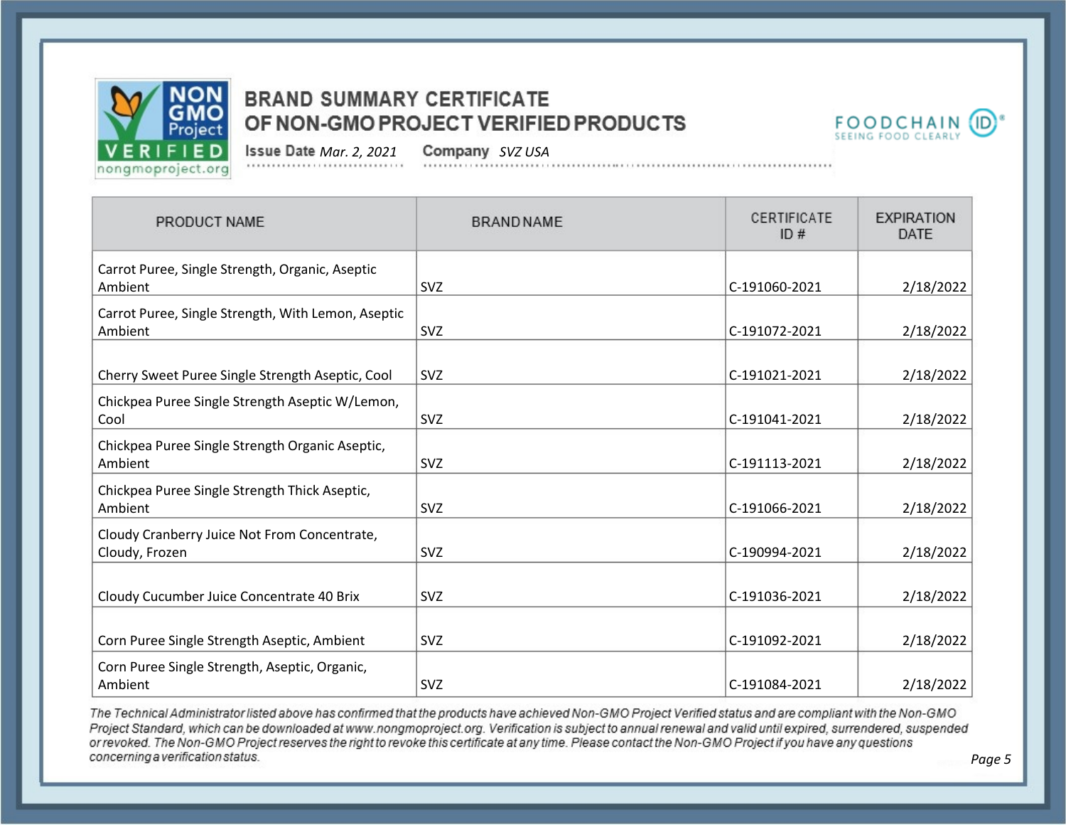# BRAND SUMMARY CERTIFICATE OF NON-GMO PROJECT VERIFIED PRODUCTS

**Issue Date** *Mar. 2, 2021* **Company** *SVZ USA*

| PRODUCT NAME | BRAND NAME | CERTIFICATE ID # | EXPIRATION DATE |
|---|---|---|---|
| Carrot Puree, Single Strength, Organic, Aseptic Ambient | SVZ | C-191060-2021 | 2/18/2022 |
| Carrot Puree, Single Strength, With Lemon, Aseptic Ambient | SVZ | C-191072-2021 | 2/18/2022 |
| Cherry Sweet Puree Single Strength Aseptic, Cool | SVZ | C-191021-2021 | 2/18/2022 |
| Chickpea Puree Single Strength Aseptic W/Lemon, Cool | SVZ | C-191041-2021 | 2/18/2022 |
| Chickpea Puree Single Strength Organic Aseptic, Ambient | SVZ | C-191113-2021 | 2/18/2022 |
| Chickpea Puree Single Strength Thick Aseptic, Ambient | SVZ | C-191066-2021 | 2/18/2022 |
| Cloudy Cranberry Juice Not From Concentrate, Cloudy, Frozen | SVZ | C-190994-2021 | 2/18/2022 |
| Cloudy Cucumber Juice Concentrate 40 Brix | SVZ | C-191036-2021 | 2/18/2022 |
| Corn Puree Single Strength Aseptic, Ambient | SVZ | C-191092-2021 | 2/18/2022 |
| Corn Puree Single Strength, Aseptic, Organic, Ambient | SVZ | C-191084-2021 | 2/18/2022 |

*The Technical Administrator listed above has confirmed that the products have achieved Non-GMO Project Verified status and are compliant with the Non-GMO Project Standard, which can be downloaded at www.nongmoproject.org. Verification is subject to annual renewal and valid until expired, surrendered, suspended or revoked. The Non-GMO Project reserves the right to revoke this certificate at any time. Please contact the Non-GMO Project if you have any questions concerning a verification status.*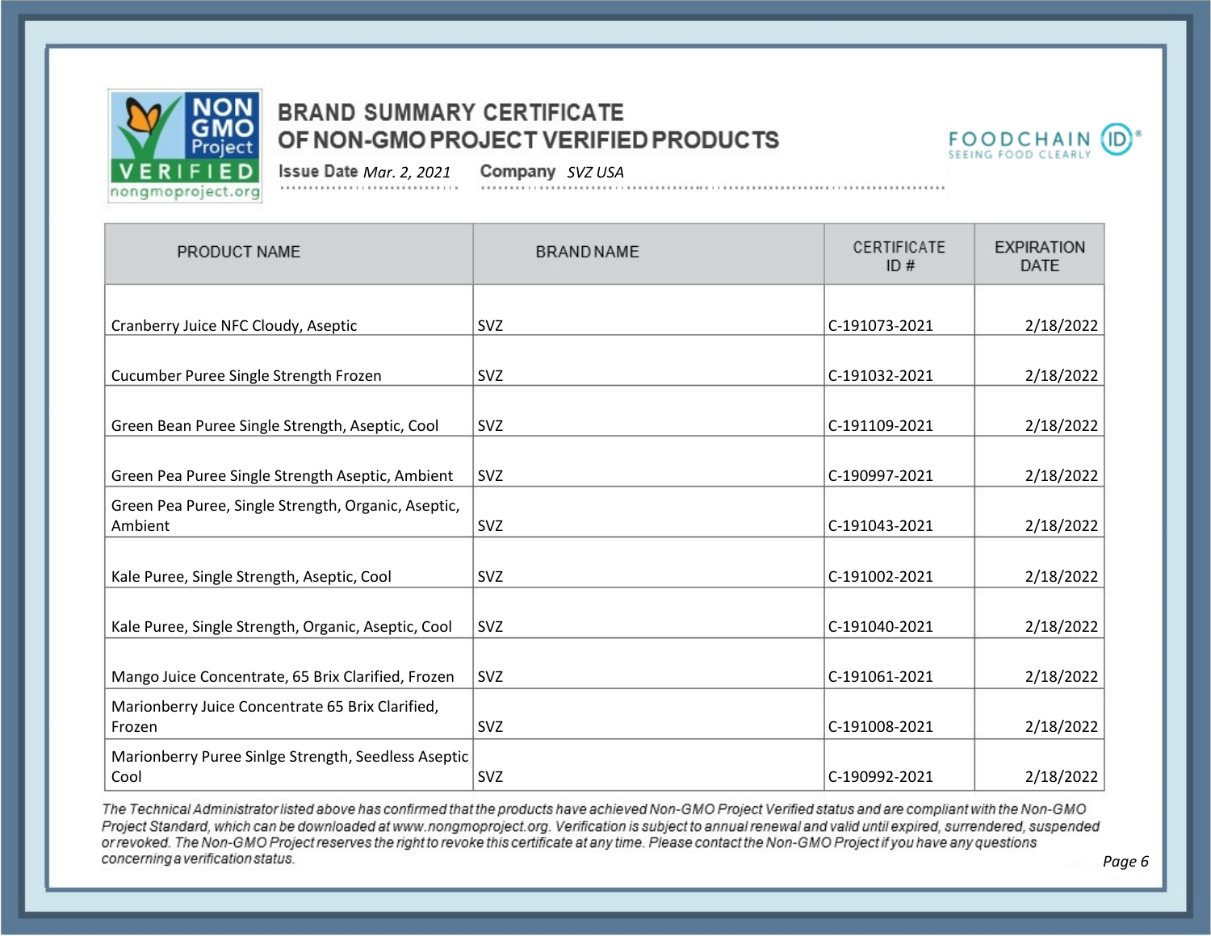# BRAND SUMMARY CERTIFICATE OF NON-GMO PROJECT VERIFIED PRODUCTS

**Issue Date** *Mar. 2, 2021* **Company** *SVZ USA*

| PRODUCT NAME | BRAND NAME | CERTIFICATE ID # | EXPIRATION DATE |
|---|---|---|---|
| Cranberry Juice NFC Cloudy, Aseptic | SVZ | C-191073-2021 | 2/18/2022 |
| Cucumber Puree Single Strength Frozen | SVZ | C-191032-2021 | 2/18/2022 |
| Green Bean Puree Single Strength, Aseptic, Cool | SVZ | C-191109-2021 | 2/18/2022 |
| Green Pea Puree Single Strength Aseptic, Ambient | SVZ | C-190997-2021 | 2/18/2022 |
| Green Pea Puree, Single Strength, Organic, Aseptic, Ambient | SVZ | C-191043-2021 | 2/18/2022 |
| Kale Puree, Single Strength, Aseptic, Cool | SVZ | C-191002-2021 | 2/18/2022 |
| Kale Puree, Single Strength, Organic, Aseptic, Cool | SVZ | C-191040-2021 | 2/18/2022 |
| Mango Juice Concentrate, 65 Brix Clarified, Frozen | SVZ | C-191061-2021 | 2/18/2022 |
| Marionberry Juice Concentrate 65 Brix Clarified, Frozen | SVZ | C-191008-2021 | 2/18/2022 |
| Marionberry Puree Sinlge Strength, Seedless Aseptic Cool | SVZ | C-190992-2021 | 2/18/2022 |

*The Technical Administrator listed above has confirmed that the products have achieved Non-GMO Project Verified status and are compliant with the Non-GMO Project Standard, which can be downloaded at www.nongmoproject.org. Verification is subject to annual renewal and valid until expired, surrendered, suspended or revoked. The Non-GMO Project reserves the right to revoke this certificate at any time. Please contact the Non-GMO Project if you have any questions concerning a verification status.*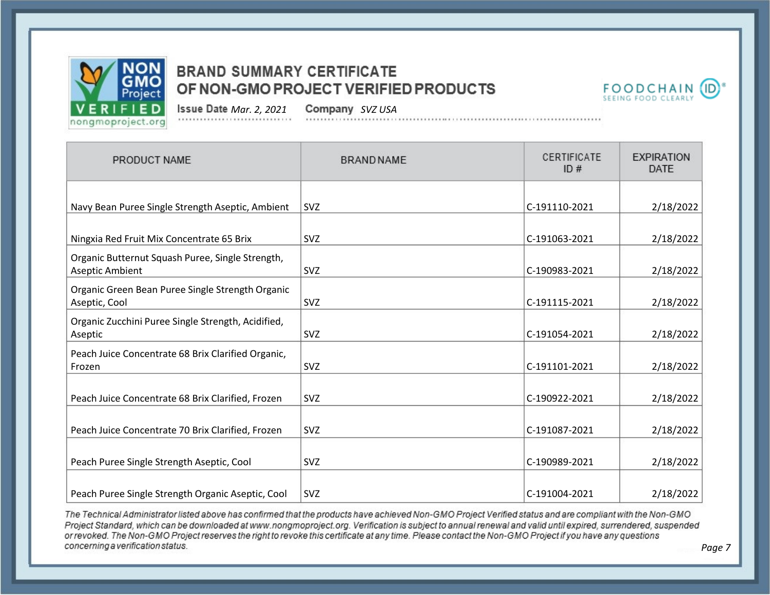# BRAND SUMMARY CERTIFICATE OF NON-GMO PROJECT VERIFIED PRODUCTS

**Issue Date** *Mar. 2, 2021* **Company** *SVZ USA*

| PRODUCT NAME | BRAND NAME | CERTIFICATE ID # | EXPIRATION DATE |
|---|---|---|---|
| Navy Bean Puree Single Strength Aseptic, Ambient | SVZ | C-191110-2021 | 2/18/2022 |
| Ningxia Red Fruit Mix Concentrate 65 Brix | SVZ | C-191063-2021 | 2/18/2022 |
| Organic Butternut Squash Puree, Single Strength, Aseptic Ambient | SVZ | C-190983-2021 | 2/18/2022 |
| Organic Green Bean Puree Single Strength Organic Aseptic, Cool | SVZ | C-191115-2021 | 2/18/2022 |
| Organic Zucchini Puree Single Strength, Acidified, Aseptic | SVZ | C-191054-2021 | 2/18/2022 |
| Peach Juice Concentrate 68 Brix Clarified Organic, Frozen | SVZ | C-191101-2021 | 2/18/2022 |
| Peach Juice Concentrate 68 Brix Clarified, Frozen | SVZ | C-190922-2021 | 2/18/2022 |
| Peach Juice Concentrate 70 Brix Clarified, Frozen | SVZ | C-191087-2021 | 2/18/2022 |
| Peach Puree Single Strength Aseptic, Cool | SVZ | C-190989-2021 | 2/18/2022 |
| Peach Puree Single Strength Organic Aseptic, Cool | SVZ | C-191004-2021 | 2/18/2022 |

*The Technical Administrator listed above has confirmed that the products have achieved Non-GMO Project Verified status and are compliant with the Non-GMO Project Standard, which can be downloaded at www.nongmoproject.org. Verification is subject to annual renewal and valid until expired, surrendered, suspended or revoked. The Non-GMO Project reserves the right to revoke this certificate at any time. Please contact the Non-GMO Project if you have any questions concerning a verification status.*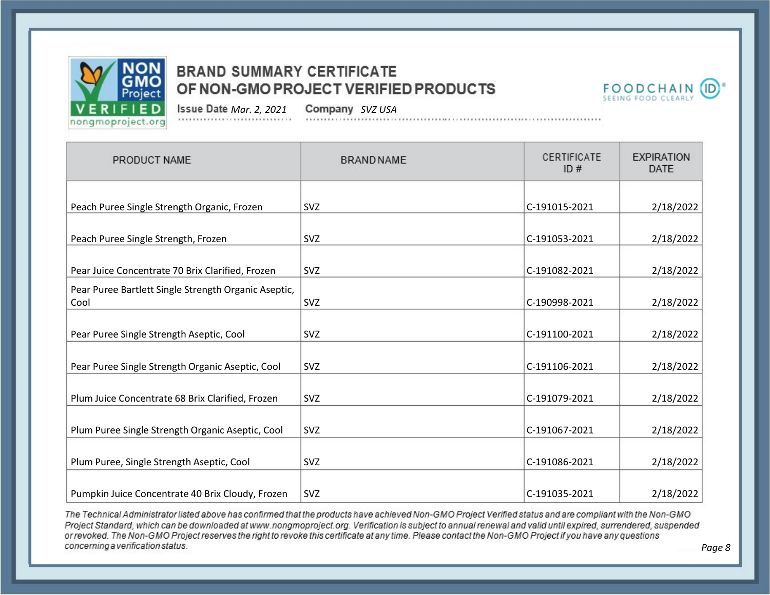# BRAND SUMMARY CERTIFICATE OF NON-GMO PROJECT VERIFIED PRODUCTS

**Issue Date** *Mar. 2, 2021* **Company** *SVZ USA*

| PRODUCT NAME | BRAND NAME | CERTIFICATE ID # | EXPIRATION DATE |
|---|---|---|---|
| Peach Puree Single Strength Organic, Frozen | SVZ | C-191015-2021 | 2/18/2022 |
| Peach Puree Single Strength, Frozen | SVZ | C-191053-2021 | 2/18/2022 |
| Pear Juice Concentrate 70 Brix Clarified, Frozen | SVZ | C-191082-2021 | 2/18/2022 |
| Pear Puree Bartlett Single Strength Organic Aseptic, Cool | SVZ | C-190998-2021 | 2/18/2022 |
| Pear Puree Single Strength Aseptic, Cool | SVZ | C-191100-2021 | 2/18/2022 |
| Pear Puree Single Strength Organic Aseptic, Cool | SVZ | C-191106-2021 | 2/18/2022 |
| Plum Juice Concentrate 68 Brix Clarified, Frozen | SVZ | C-191079-2021 | 2/18/2022 |
| Plum Puree Single Strength Organic Aseptic, Cool | SVZ | C-191067-2021 | 2/18/2022 |
| Plum Puree, Single Strength Aseptic, Cool | SVZ | C-191086-2021 | 2/18/2022 |
| Pumpkin Juice Concentrate 40 Brix Cloudy, Frozen | SVZ | C-191035-2021 | 2/18/2022 |

*The Technical Administrator listed above has confirmed that the products have achieved Non-GMO Project Verified status and are compliant with the Non-GMO Project Standard, which can be downloaded at www.nongmoproject.org. Verification is subject to annual renewal and valid until expired, surrendered, suspended or revoked. The Non-GMO Project reserves the right to revoke this certificate at any time. Please contact the Non-GMO Project if you have any questions concerning a verification status.*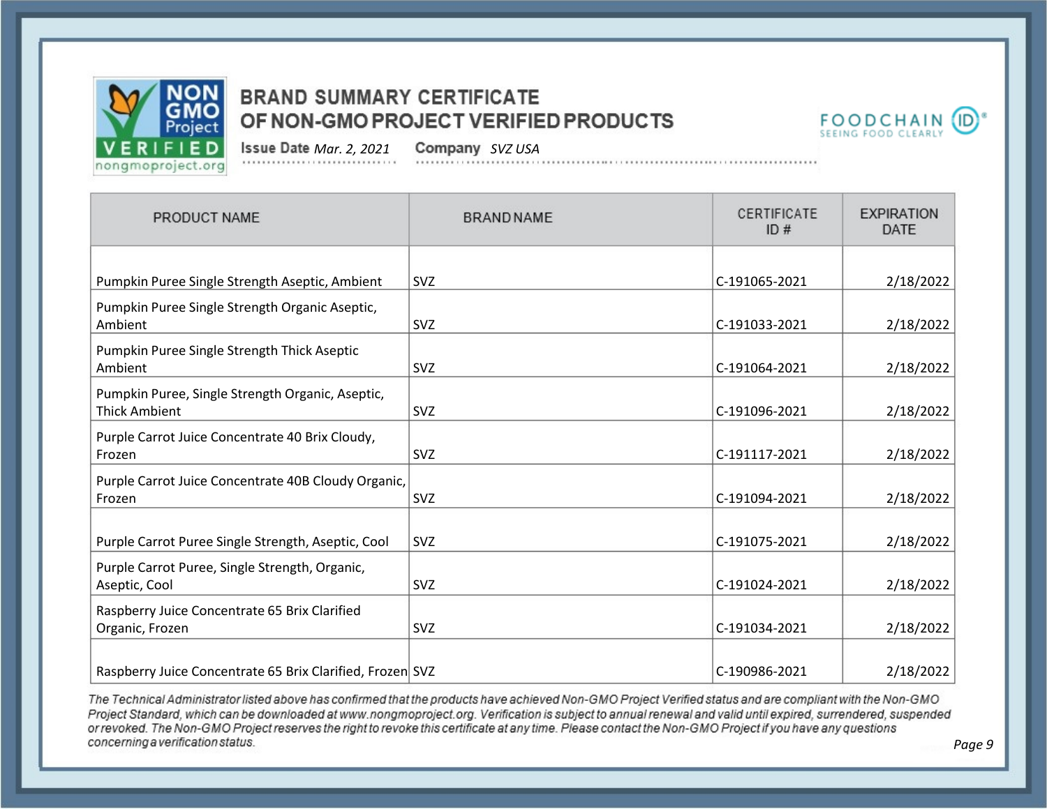# BRAND SUMMARY CERTIFICATE OF NON-GMO PROJECT VERIFIED PRODUCTS

**Issue Date** *Mar. 2, 2021* **Company** *SVZ USA*

| PRODUCT NAME | BRAND NAME | CERTIFICATE ID # | EXPIRATION DATE |
|---|---|---|---|
| Pumpkin Puree Single Strength Aseptic, Ambient | SVZ | C-191065-2021 | 2/18/2022 |
| Pumpkin Puree Single Strength Organic Aseptic, Ambient | SVZ | C-191033-2021 | 2/18/2022 |
| Pumpkin Puree Single Strength Thick Aseptic Ambient | SVZ | C-191064-2021 | 2/18/2022 |
| Pumpkin Puree, Single Strength Organic, Aseptic, Thick Ambient | SVZ | C-191096-2021 | 2/18/2022 |
| Purple Carrot Juice Concentrate 40 Brix Cloudy, Frozen | SVZ | C-191117-2021 | 2/18/2022 |
| Purple Carrot Juice Concentrate 40B Cloudy Organic, Frozen | SVZ | C-191094-2021 | 2/18/2022 |
| Purple Carrot Puree Single Strength, Aseptic, Cool | SVZ | C-191075-2021 | 2/18/2022 |
| Purple Carrot Puree, Single Strength, Organic, Aseptic, Cool | SVZ | C-191024-2021 | 2/18/2022 |
| Raspberry Juice Concentrate 65 Brix Clarified Organic, Frozen | SVZ | C-191034-2021 | 2/18/2022 |
| Raspberry Juice Concentrate 65 Brix Clarified, Frozen | SVZ | C-190986-2021 | 2/18/2022 |

*The Technical Administrator listed above has confirmed that the products have achieved Non-GMO Project Verified status and are compliant with the Non-GMO Project Standard, which can be downloaded at www.nongmoproject.org. Verification is subject to annual renewal and valid until expired, surrendered, suspended or revoked. The Non-GMO Project reserves the right to revoke this certificate at any time. Please contact the Non-GMO Project if you have any questions concerning a verification status.*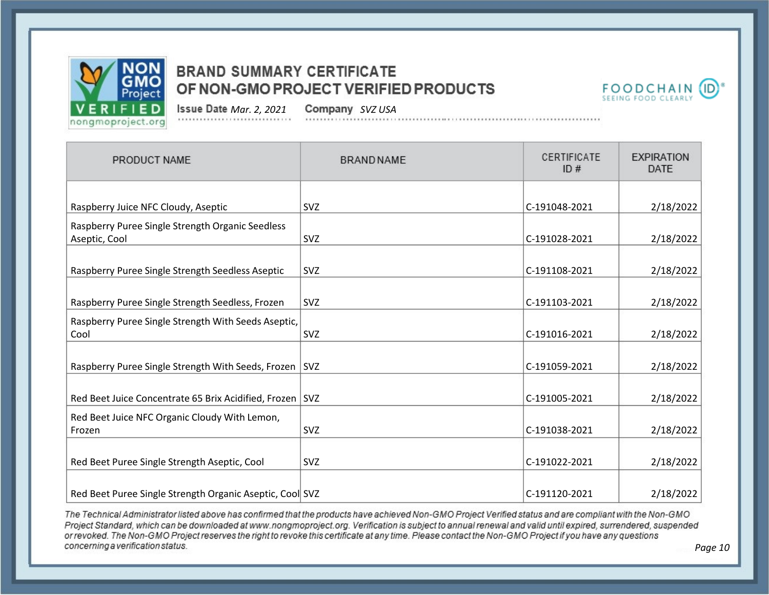# BRAND SUMMARY CERTIFICATE OF NON-GMO PROJECT VERIFIED PRODUCTS

**Issue Date** *Mar. 2, 2021* **Company** *SVZ USA*

| PRODUCT NAME | BRAND NAME | CERTIFICATE ID # | EXPIRATION DATE |
|---|---|---|---|
| Raspberry Juice NFC Cloudy, Aseptic | SVZ | C-191048-2021 | 2/18/2022 |
| Raspberry Puree Single Strength Organic Seedless Aseptic, Cool | SVZ | C-191028-2021 | 2/18/2022 |
| Raspberry Puree Single Strength Seedless Aseptic | SVZ | C-191108-2021 | 2/18/2022 |
| Raspberry Puree Single Strength Seedless, Frozen | SVZ | C-191103-2021 | 2/18/2022 |
| Raspberry Puree Single Strength With Seeds Aseptic, Cool | SVZ | C-191016-2021 | 2/18/2022 |
| Raspberry Puree Single Strength With Seeds, Frozen | SVZ | C-191059-2021 | 2/18/2022 |
| Red Beet Juice Concentrate 65 Brix Acidified, Frozen | SVZ | C-191005-2021 | 2/18/2022 |
| Red Beet Juice NFC Organic Cloudy With Lemon, Frozen | SVZ | C-191038-2021 | 2/18/2022 |
| Red Beet Puree Single Strength Aseptic, Cool | SVZ | C-191022-2021 | 2/18/2022 |
| Red Beet Puree Single Strength Organic Aseptic, Cool | SVZ | C-191120-2021 | 2/18/2022 |

*The Technical Administrator listed above has confirmed that the products have achieved Non-GMO Project Verified status and are compliant with the Non-GMO Project Standard, which can be downloaded at www.nongmoproject.org. Verification is subject to annual renewal and valid until expired, surrendered, suspended or revoked. The Non-GMO Project reserves the right to revoke this certificate at any time. Please contact the Non-GMO Project if you have any questions concerning a verification status.*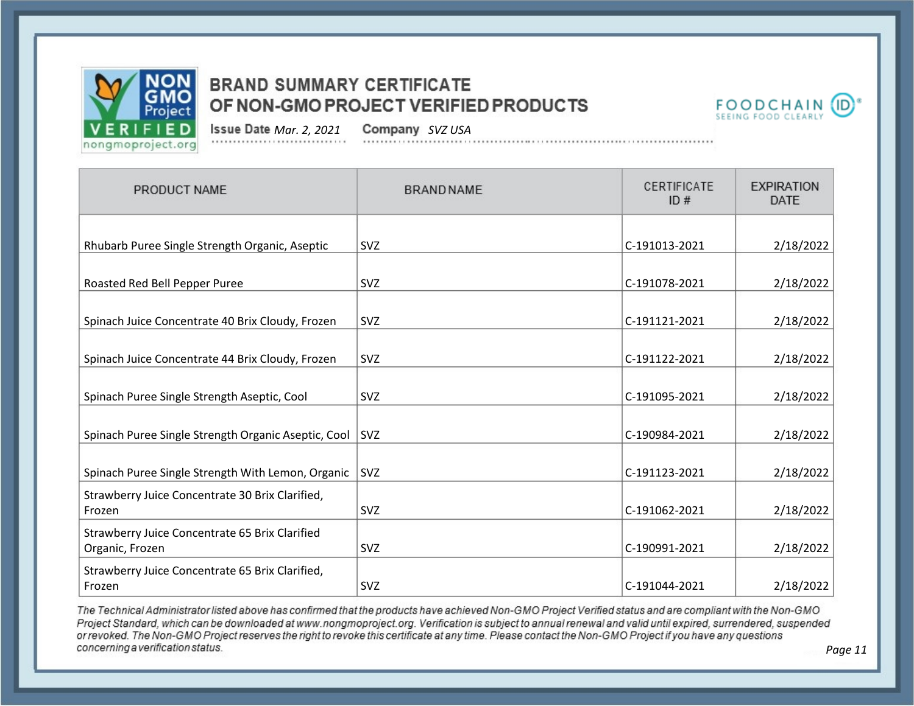# BRAND SUMMARY CERTIFICATE OF NON-GMO PROJECT VERIFIED PRODUCTS

**Issue Date** *Mar. 2, 2021* **Company** *SVZ USA*

| PRODUCT NAME | BRAND NAME | CERTIFICATE ID # | EXPIRATION DATE |
|---|---|---|---|
| Rhubarb Puree Single Strength Organic, Aseptic | SVZ | C-191013-2021 | 2/18/2022 |
| Roasted Red Bell Pepper Puree | SVZ | C-191078-2021 | 2/18/2022 |
| Spinach Juice Concentrate 40 Brix Cloudy, Frozen | SVZ | C-191121-2021 | 2/18/2022 |
| Spinach Juice Concentrate 44 Brix Cloudy, Frozen | SVZ | C-191122-2021 | 2/18/2022 |
| Spinach Puree Single Strength Aseptic, Cool | SVZ | C-191095-2021 | 2/18/2022 |
| Spinach Puree Single Strength Organic Aseptic, Cool | SVZ | C-190984-2021 | 2/18/2022 |
| Spinach Puree Single Strength With Lemon, Organic | SVZ | C-191123-2021 | 2/18/2022 |
| Strawberry Juice Concentrate 30 Brix Clarified, Frozen | SVZ | C-191062-2021 | 2/18/2022 |
| Strawberry Juice Concentrate 65 Brix Clarified Organic, Frozen | SVZ | C-190991-2021 | 2/18/2022 |
| Strawberry Juice Concentrate 65 Brix Clarified, Frozen | SVZ | C-191044-2021 | 2/18/2022 |

*The Technical Administrator listed above has confirmed that the products have achieved Non-GMO Project Verified status and are compliant with the Non-GMO Project Standard, which can be downloaded at www.nongmoproject.org. Verification is subject to annual renewal and valid until expired, surrendered, suspended or revoked. The Non-GMO Project reserves the right to revoke this certificate at any time. Please contact the Non-GMO Project if you have any questions concerning a verification status.*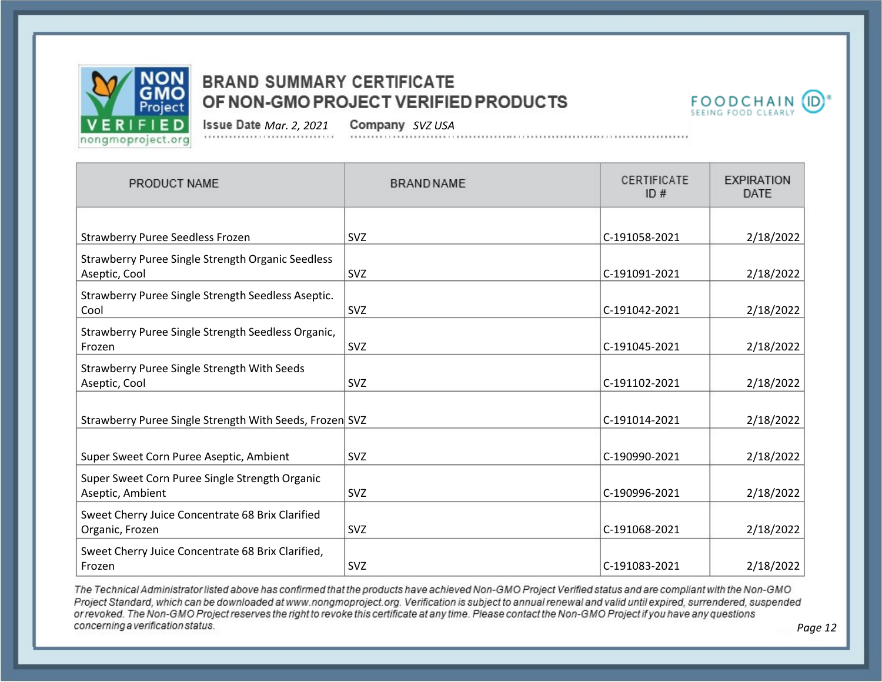# BRAND SUMMARY CERTIFICATE OF NON-GMO PROJECT VERIFIED PRODUCTS

**Issue Date** *Mar. 2, 2021* **Company** *SVZ USA*

| PRODUCT NAME | BRAND NAME | CERTIFICATE ID # | EXPIRATION DATE |
|---|---|---|---|
| Strawberry Puree Seedless Frozen | SVZ | C-191058-2021 | 2/18/2022 |
| Strawberry Puree Single Strength Organic Seedless Aseptic, Cool | SVZ | C-191091-2021 | 2/18/2022 |
| Strawberry Puree Single Strength Seedless Aseptic. Cool | SVZ | C-191042-2021 | 2/18/2022 |
| Strawberry Puree Single Strength Seedless Organic, Frozen | SVZ | C-191045-2021 | 2/18/2022 |
| Strawberry Puree Single Strength With Seeds Aseptic, Cool | SVZ | C-191102-2021 | 2/18/2022 |
| Strawberry Puree Single Strength With Seeds, Frozen | SVZ | C-191014-2021 | 2/18/2022 |
| Super Sweet Corn Puree Aseptic, Ambient | SVZ | C-190990-2021 | 2/18/2022 |
| Super Sweet Corn Puree Single Strength Organic Aseptic, Ambient | SVZ | C-190996-2021 | 2/18/2022 |
| Sweet Cherry Juice Concentrate 68 Brix Clarified Organic, Frozen | SVZ | C-191068-2021 | 2/18/2022 |
| Sweet Cherry Juice Concentrate 68 Brix Clarified, Frozen | SVZ | C-191083-2021 | 2/18/2022 |

*The Technical Administrator listed above has confirmed that the products have achieved Non-GMO Project Verified status and are compliant with the Non-GMO Project Standard, which can be downloaded at www.nongmoproject.org. Verification is subject to annual renewal and valid until expired, surrendered, suspended or revoked. The Non-GMO Project reserves the right to revoke this certificate at any time. Please contact the Non-GMO Project if you have any questions concerning a verification status.*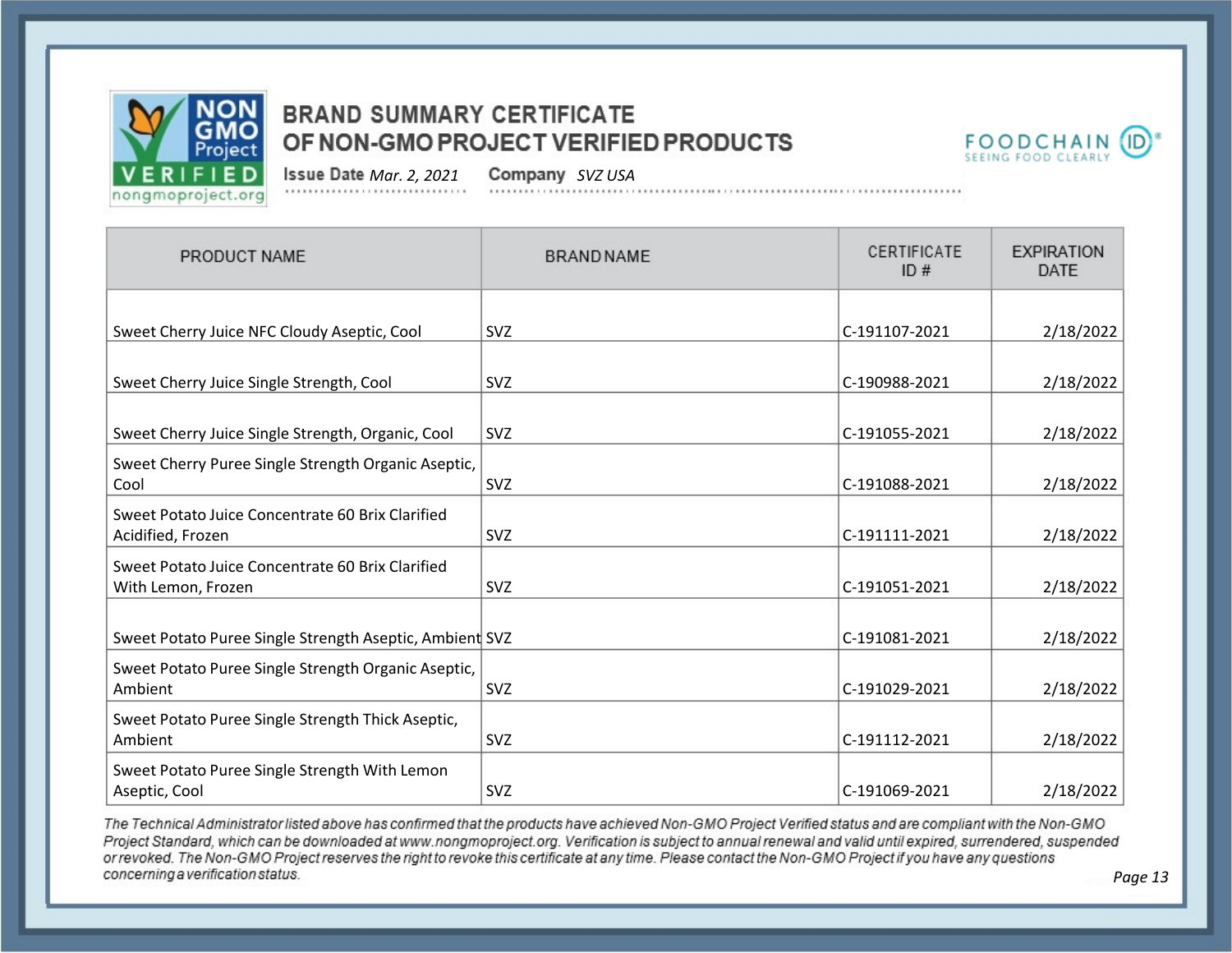# BRAND SUMMARY CERTIFICATE OF NON-GMO PROJECT VERIFIED PRODUCTS

**Issue Date** *Mar. 2, 2021* **Company** *SVZ USA*

| PRODUCT NAME | BRAND NAME | CERTIFICATE ID # | EXPIRATION DATE |
|---|---|---|---|
| Sweet Cherry Juice NFC Cloudy Aseptic, Cool | SVZ | C-191107-2021 | 2/18/2022 |
| Sweet Cherry Juice Single Strength, Cool | SVZ | C-190988-2021 | 2/18/2022 |
| Sweet Cherry Juice Single Strength, Organic, Cool | SVZ | C-191055-2021 | 2/18/2022 |
| Sweet Cherry Puree Single Strength Organic Aseptic, Cool | SVZ | C-191088-2021 | 2/18/2022 |
| Sweet Potato Juice Concentrate 60 Brix Clarified Acidified, Frozen | SVZ | C-191111-2021 | 2/18/2022 |
| Sweet Potato Juice Concentrate 60 Brix Clarified With Lemon, Frozen | SVZ | C-191051-2021 | 2/18/2022 |
| Sweet Potato Puree Single Strength Aseptic, Ambient | SVZ | C-191081-2021 | 2/18/2022 |
| Sweet Potato Puree Single Strength Organic Aseptic, Ambient | SVZ | C-191029-2021 | 2/18/2022 |
| Sweet Potato Puree Single Strength Thick Aseptic, Ambient | SVZ | C-191112-2021 | 2/18/2022 |
| Sweet Potato Puree Single Strength With Lemon Aseptic, Cool | SVZ | C-191069-2021 | 2/18/2022 |

*The Technical Administrator listed above has confirmed that the products have achieved Non-GMO Project Verified status and are compliant with the Non-GMO Project Standard, which can be downloaded at www.nongmoproject.org. Verification is subject to annual renewal and valid until expired, surrendered, suspended or revoked. The Non-GMO Project reserves the right to revoke this certificate at any time. Please contact the Non-GMO Project if you have any questions concerning a verification status.*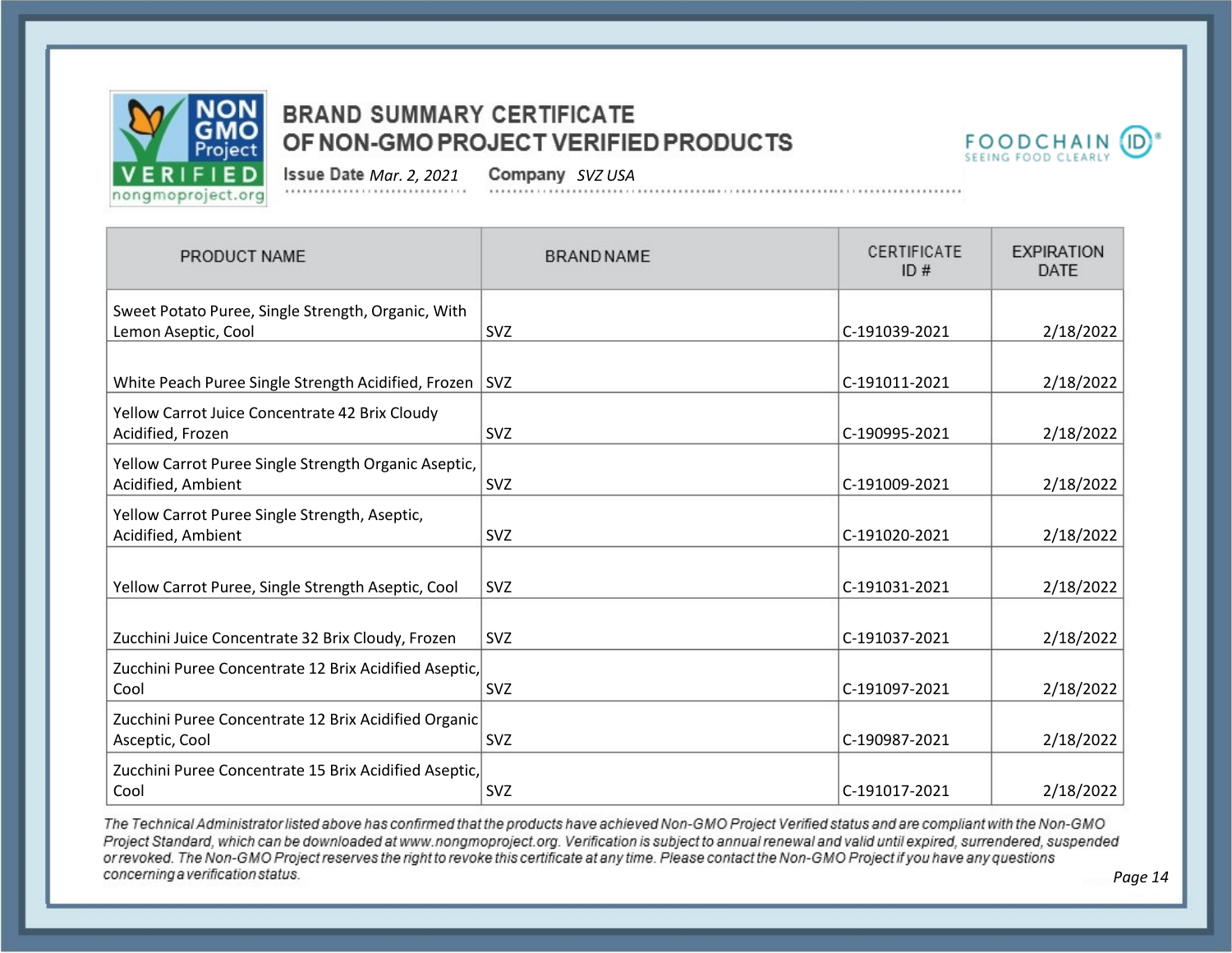# BRAND SUMMARY CERTIFICATE OF NON-GMO PROJECT VERIFIED PRODUCTS

**Issue Date** *Mar. 2, 2021* **Company** *SVZ USA*

| PRODUCT NAME | BRAND NAME | CERTIFICATE ID # | EXPIRATION DATE |
|---|---|---|---|
| Sweet Potato Puree, Single Strength, Organic, With Lemon Aseptic, Cool | SVZ | C-191039-2021 | 2/18/2022 |
| White Peach Puree Single Strength Acidified, Frozen | SVZ | C-191011-2021 | 2/18/2022 |
| Yellow Carrot Juice Concentrate 42 Brix Cloudy Acidified, Frozen | SVZ | C-190995-2021 | 2/18/2022 |
| Yellow Carrot Puree Single Strength Organic Aseptic, Acidified, Ambient | SVZ | C-191009-2021 | 2/18/2022 |
| Yellow Carrot Puree Single Strength, Aseptic, Acidified, Ambient | SVZ | C-191020-2021 | 2/18/2022 |
| Yellow Carrot Puree, Single Strength Aseptic, Cool | SVZ | C-191031-2021 | 2/18/2022 |
| Zucchini Juice Concentrate 32 Brix Cloudy, Frozen | SVZ | C-191037-2021 | 2/18/2022 |
| Zucchini Puree Concentrate 12 Brix Acidified Aseptic, Cool | SVZ | C-191097-2021 | 2/18/2022 |
| Zucchini Puree Concentrate 12 Brix Acidified Organic Asceptic, Cool | SVZ | C-190987-2021 | 2/18/2022 |
| Zucchini Puree Concentrate 15 Brix Acidified Aseptic, Cool | SVZ | C-191017-2021 | 2/18/2022 |

*The Technical Administrator listed above has confirmed that the products have achieved Non-GMO Project Verified status and are compliant with the Non-GMO Project Standard, which can be downloaded at www.nongmoproject.org. Verification is subject to annual renewal and valid until expired, surrendered, suspended or revoked. The Non-GMO Project reserves the right to revoke this certificate at any time. Please contact the Non-GMO Project if you have any questions concerning a verification status.*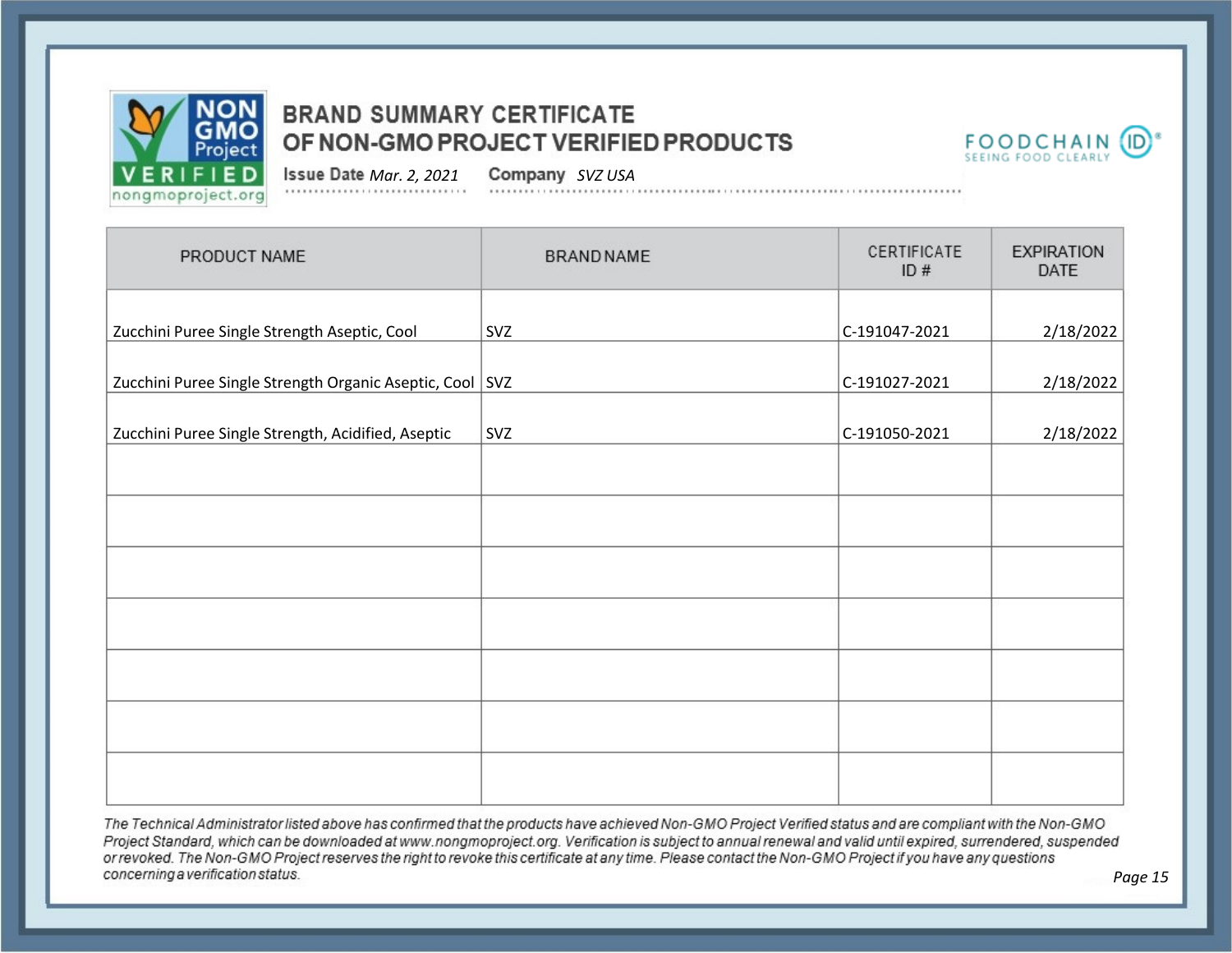# BRAND SUMMARY CERTIFICATE OF NON-GMO PROJECT VERIFIED PRODUCTS

**Issue Date** *Mar. 2, 2021* **Company** *SVZ USA*

| PRODUCT NAME | BRAND NAME | CERTIFICATE ID # | EXPIRATION DATE |
|---|---|---|---|
| Zucchini Puree Single Strength Aseptic, Cool | SVZ | C-191047-2021 | 2/18/2022 |
| Zucchini Puree Single Strength Organic Aseptic, Cool | SVZ | C-191027-2021 | 2/18/2022 |
| Zucchini Puree Single Strength, Acidified, Aseptic | SVZ | C-191050-2021 | 2/18/2022 |
| | | | |
| | | | |
| | | | |
| | | | |
| | | | |
| | | | |
| | | | |

*The Technical Administrator listed above has confirmed that the products have achieved Non-GMO Project Verified status and are compliant with the Non-GMO Project Standard, which can be downloaded at www.nongmoproject.org. Verification is subject to annual renewal and valid until expired, surrendered, suspended or revoked. The Non-GMO Project reserves the right to revoke this certificate at any time. Please contact the Non-GMO Project if you have any questions concerning a verification status.*